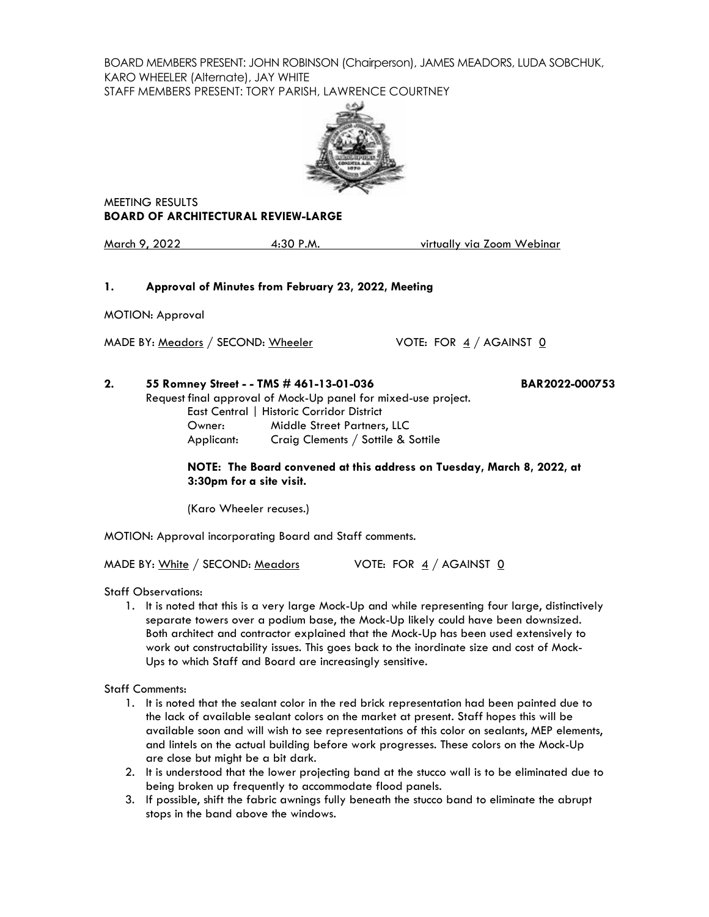BOARD MEMBERS PRESENT: JOHN ROBINSON (Chairperson), JAMES MEADORS, LUDA SOBCHUK, KARO WHEELER (Alternate), JAY WHITE
STAFF MEMBERS PRESENT: TORY PARISH, LAWRENCE COURTNEY

MEETING RESULTS
**BOARD OF ARCHITECTURAL REVIEW-LARGE**

March 9, 2022 &nbsp;&nbsp;&nbsp;&nbsp; 4:30 P.M. &nbsp;&nbsp;&nbsp;&nbsp; virtually via Zoom Webinar

**1. Approval of Minutes from February 23, 2022, Meeting**

MOTION: Approval

MADE BY: Meadors / SECOND: Wheeler &nbsp;&nbsp;&nbsp;&nbsp; VOTE: FOR 4 / AGAINST 0

**2. 55 Romney Street - - TMS # 461-13-01-036 &nbsp;&nbsp;&nbsp;&nbsp; BAR2022-000753**

Request final approval of Mock-Up panel for mixed-use project.
East Central | Historic Corridor District
Owner: Middle Street Partners, LLC
Applicant: Craig Clements / Sottile & Sottile

**NOTE: The Board convened at this address on Tuesday, March 8, 2022, at 3:30pm for a site visit.**

(Karo Wheeler recuses.)

MOTION: Approval incorporating Board and Staff comments.

MADE BY: White / SECOND: Meadors &nbsp;&nbsp;&nbsp;&nbsp; VOTE: FOR 4 / AGAINST 0

Staff Observations:

1. It is noted that this is a very large Mock-Up and while representing four large, distinctively separate towers over a podium base, the Mock-Up likely could have been downsized. Both architect and contractor explained that the Mock-Up has been used extensively to work out constructability issues. This goes back to the inordinate size and cost of Mock-Ups to which Staff and Board are increasingly sensitive.

Staff Comments:

1. It is noted that the sealant color in the red brick representation had been painted due to the lack of available sealant colors on the market at present. Staff hopes this will be available soon and will wish to see representations of this color on sealants, MEP elements, and lintels on the actual building before work progresses. These colors on the Mock-Up are close but might be a bit dark.
2. It is understood that the lower projecting band at the stucco wall is to be eliminated due to being broken up frequently to accommodate flood panels.
3. If possible, shift the fabric awnings fully beneath the stucco band to eliminate the abrupt stops in the band above the windows.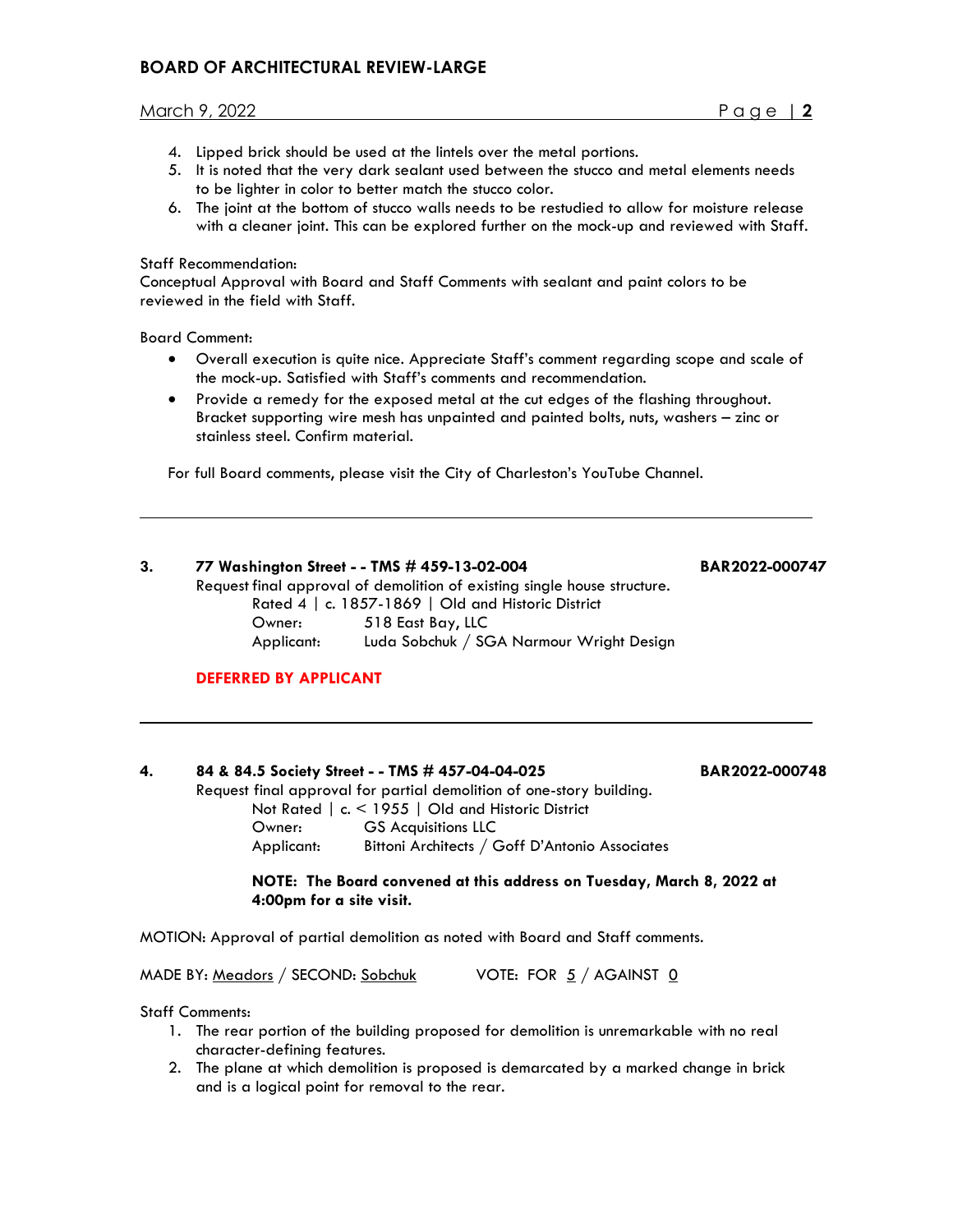4. Lipped brick should be used at the lintels over the metal portions.
5. It is noted that the very dark sealant used between the stucco and metal elements needs to be lighter in color to better match the stucco color.
6. The joint at the bottom of stucco walls needs to be restudied to allow for moisture release with a cleaner joint. This can be explored further on the mock-up and reviewed with Staff.

Staff Recommendation:
Conceptual Approval with Board and Staff Comments with sealant and paint colors to be reviewed in the field with Staff.

Board Comment:

- Overall execution is quite nice. Appreciate Staff's comment regarding scope and scale of the mock-up. Satisfied with Staff's comments and recommendation.
- Provide a remedy for the exposed metal at the cut edges of the flashing throughout. Bracket supporting wire mesh has unpainted and painted bolts, nuts, washers – zinc or stainless steel. Confirm material.

For full Board comments, please visit the City of Charleston's YouTube Channel.

---

**3. 77 Washington Street - - TMS # 459-13-02-004** **BAR2022-000747**

Request final approval of demolition of existing single house structure.
Rated 4 | c. 1857-1869 | Old and Historic District
Owner: 518 East Bay, LLC
Applicant: Luda Sobchuk / SGA Narmour Wright Design

**DEFERRED BY APPLICANT**

---

**4. 84 & 84.5 Society Street - - TMS # 457-04-04-025** **BAR2022-000748**

Request final approval for partial demolition of one-story building.
Not Rated | c. < 1955 | Old and Historic District
Owner: GS Acquisitions LLC
Applicant: Bittoni Architects / Goff D'Antonio Associates

**NOTE: The Board convened at this address on Tuesday, March 8, 2022 at 4:00pm for a site visit.**

MOTION: Approval of partial demolition as noted with Board and Staff comments.

MADE BY: Meadors / SECOND: Sobchuk VOTE: FOR 5 / AGAINST 0

Staff Comments:

1. The rear portion of the building proposed for demolition is unremarkable with no real character-defining features.
2. The plane at which demolition is proposed is demarcated by a marked change in brick and is a logical point for removal to the rear.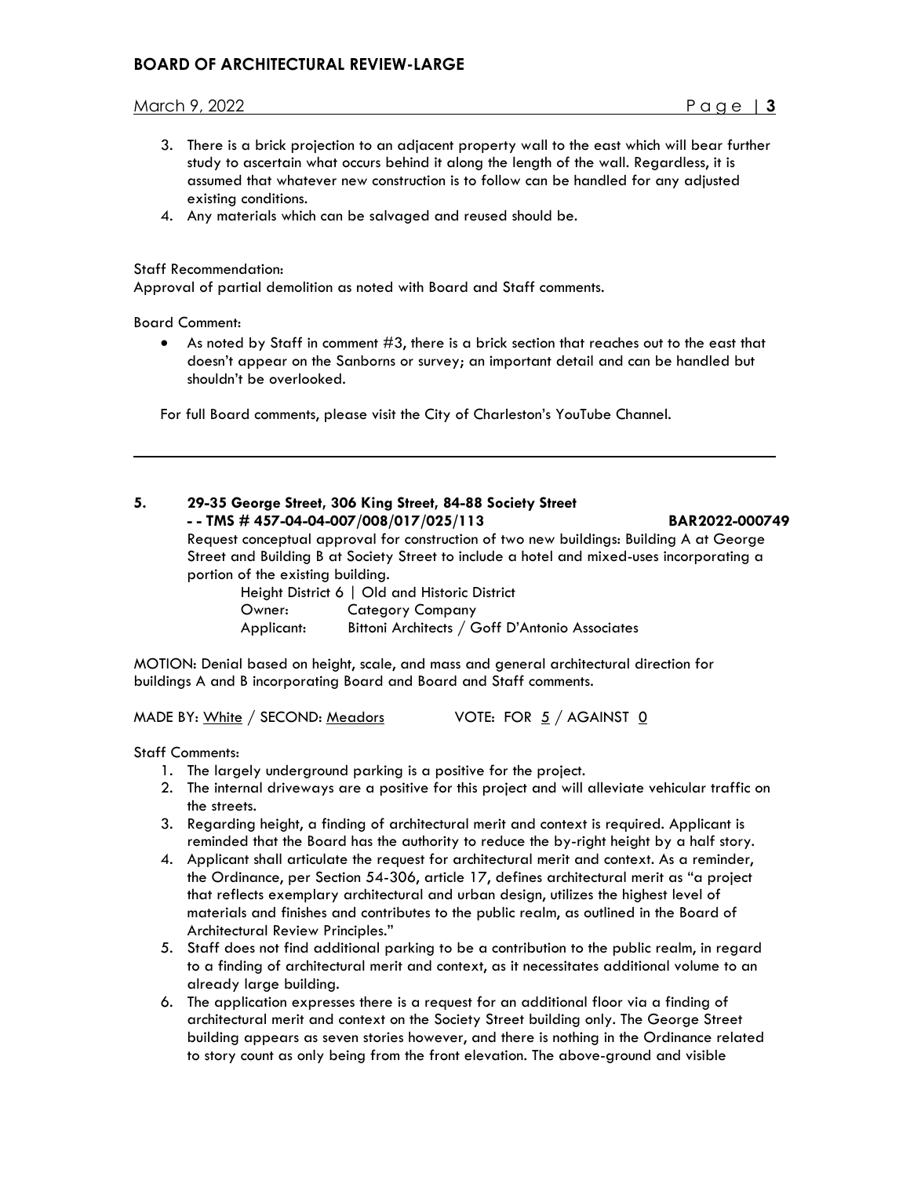3. There is a brick projection to an adjacent property wall to the east which will bear further study to ascertain what occurs behind it along the length of the wall. Regardless, it is assumed that whatever new construction is to follow can be handled for any adjusted existing conditions.
4. Any materials which can be salvaged and reused should be.

Staff Recommendation:
Approval of partial demolition as noted with Board and Staff comments.

Board Comment:

- As noted by Staff in comment #3, there is a brick section that reaches out to the east that doesn't appear on the Sanborns or survey; an important detail and can be handled but shouldn't be overlooked.

For full Board comments, please visit the City of Charleston's YouTube Channel.

---

**5. 29-35 George Street, 306 King Street, 84-88 Society Street**
**- - TMS # 457-04-04-007/008/017/025/113 BAR2022-000749**

Request conceptual approval for construction of two new buildings: Building A at George Street and Building B at Society Street to include a hotel and mixed-uses incorporating a portion of the existing building.

Height District 6 | Old and Historic District
Owner: Category Company
Applicant: Bittoni Architects / Goff D'Antonio Associates

MOTION: Denial based on height, scale, and mass and general architectural direction for buildings A and B incorporating Board and Board and Staff comments.

MADE BY: White / SECOND: Meadors VOTE: FOR 5 / AGAINST 0

Staff Comments:

1. The largely underground parking is a positive for the project.
2. The internal driveways are a positive for this project and will alleviate vehicular traffic on the streets.
3. Regarding height, a finding of architectural merit and context is required. Applicant is reminded that the Board has the authority to reduce the by-right height by a half story.
4. Applicant shall articulate the request for architectural merit and context. As a reminder, the Ordinance, per Section 54-306, article 17, defines architectural merit as "a project that reflects exemplary architectural and urban design, utilizes the highest level of materials and finishes and contributes to the public realm, as outlined in the Board of Architectural Review Principles."
5. Staff does not find additional parking to be a contribution to the public realm, in regard to a finding of architectural merit and context, as it necessitates additional volume to an already large building.
6. The application expresses there is a request for an additional floor via a finding of architectural merit and context on the Society Street building only. The George Street building appears as seven stories however, and there is nothing in the Ordinance related to story count as only being from the front elevation. The above-ground and visible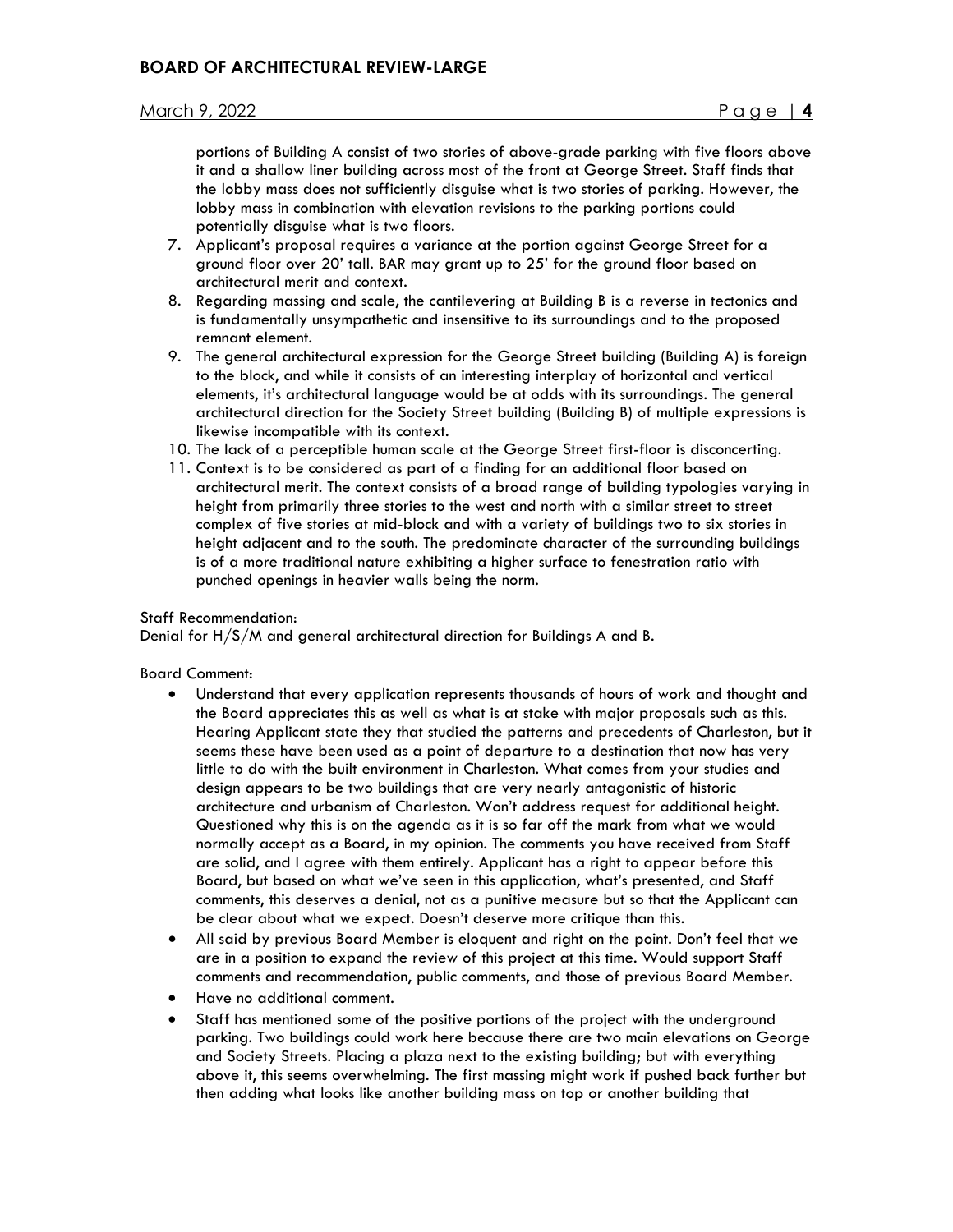portions of Building A consist of two stories of above-grade parking with five floors above it and a shallow liner building across most of the front at George Street. Staff finds that the lobby mass does not sufficiently disguise what is two stories of parking. However, the lobby mass in combination with elevation revisions to the parking portions could potentially disguise what is two floors.

7. Applicant's proposal requires a variance at the portion against George Street for a ground floor over 20' tall. BAR may grant up to 25' for the ground floor based on architectural merit and context.
8. Regarding massing and scale, the cantilevering at Building B is a reverse in tectonics and is fundamentally unsympathetic and insensitive to its surroundings and to the proposed remnant element.
9. The general architectural expression for the George Street building (Building A) is foreign to the block, and while it consists of an interesting interplay of horizontal and vertical elements, it's architectural language would be at odds with its surroundings. The general architectural direction for the Society Street building (Building B) of multiple expressions is likewise incompatible with its context.
10. The lack of a perceptible human scale at the George Street first-floor is disconcerting.
11. Context is to be considered as part of a finding for an additional floor based on architectural merit. The context consists of a broad range of building typologies varying in height from primarily three stories to the west and north with a similar street to street complex of five stories at mid-block and with a variety of buildings two to six stories in height adjacent and to the south. The predominate character of the surrounding buildings is of a more traditional nature exhibiting a higher surface to fenestration ratio with punched openings in heavier walls being the norm.

Staff Recommendation:
Denial for H/S/M and general architectural direction for Buildings A and B.

Board Comment:

- Understand that every application represents thousands of hours of work and thought and the Board appreciates this as well as what is at stake with major proposals such as this. Hearing Applicant state they that studied the patterns and precedents of Charleston, but it seems these have been used as a point of departure to a destination that now has very little to do with the built environment in Charleston. What comes from your studies and design appears to be two buildings that are very nearly antagonistic of historic architecture and urbanism of Charleston. Won't address request for additional height. Questioned why this is on the agenda as it is so far off the mark from what we would normally accept as a Board, in my opinion. The comments you have received from Staff are solid, and I agree with them entirely. Applicant has a right to appear before this Board, but based on what we've seen in this application, what's presented, and Staff comments, this deserves a denial, not as a punitive measure but so that the Applicant can be clear about what we expect. Doesn't deserve more critique than this.
- All said by previous Board Member is eloquent and right on the point. Don't feel that we are in a position to expand the review of this project at this time. Would support Staff comments and recommendation, public comments, and those of previous Board Member.
- Have no additional comment.
- Staff has mentioned some of the positive portions of the project with the underground parking. Two buildings could work here because there are two main elevations on George and Society Streets. Placing a plaza next to the existing building; but with everything above it, this seems overwhelming. The first massing might work if pushed back further but then adding what looks like another building mass on top or another building that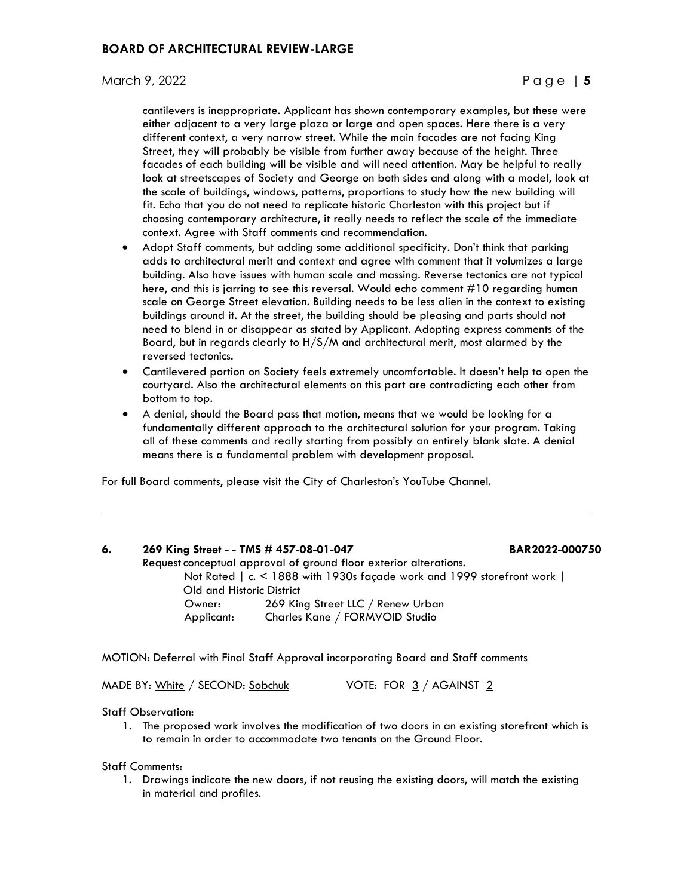cantilevers is inappropriate. Applicant has shown contemporary examples, but these were either adjacent to a very large plaza or large and open spaces. Here there is a very different context, a very narrow street. While the main facades are not facing King Street, they will probably be visible from further away because of the height. Three facades of each building will be visible and will need attention. May be helpful to really look at streetscapes of Society and George on both sides and along with a model, look at the scale of buildings, windows, patterns, proportions to study how the new building will fit. Echo that you do not need to replicate historic Charleston with this project but if choosing contemporary architecture, it really needs to reflect the scale of the immediate context. Agree with Staff comments and recommendation.

- Adopt Staff comments, but adding some additional specificity. Don't think that parking adds to architectural merit and context and agree with comment that it volumizes a large building. Also have issues with human scale and massing. Reverse tectonics are not typical here, and this is jarring to see this reversal. Would echo comment #10 regarding human scale on George Street elevation. Building needs to be less alien in the context to existing buildings around it. At the street, the building should be pleasing and parts should not need to blend in or disappear as stated by Applicant. Adopting express comments of the Board, but in regards clearly to H/S/M and architectural merit, most alarmed by the reversed tectonics.
- Cantilevered portion on Society feels extremely uncomfortable. It doesn't help to open the courtyard. Also the architectural elements on this part are contradicting each other from bottom to top.
- A denial, should the Board pass that motion, means that we would be looking for a fundamentally different approach to the architectural solution for your program. Taking all of these comments and really starting from possibly an entirely blank slate. A denial means there is a fundamental problem with development proposal.

For full Board comments, please visit the City of Charleston's YouTube Channel.

---

**6. 269 King Street - - TMS # 457-08-01-047 BAR2022-000750**

Request conceptual approval of ground floor exterior alterations.

Not Rated | c. < 1888 with 1930s façade work and 1999 storefront work | Old and Historic District

Owner: 269 King Street LLC / Renew Urban

Applicant: Charles Kane / FORMVOID Studio

MOTION: Deferral with Final Staff Approval incorporating Board and Staff comments

MADE BY: White / SECOND: Sobchuk VOTE: FOR 3 / AGAINST 2

Staff Observation:

1. The proposed work involves the modification of two doors in an existing storefront which is to remain in order to accommodate two tenants on the Ground Floor.

Staff Comments:

1. Drawings indicate the new doors, if not reusing the existing doors, will match the existing in material and profiles.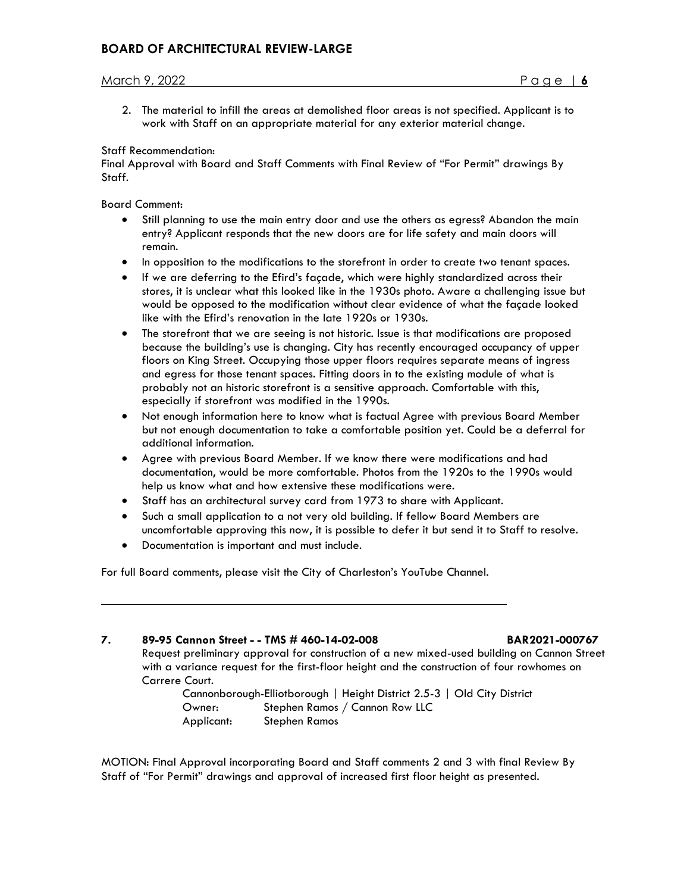2. The material to infill the areas at demolished floor areas is not specified. Applicant is to work with Staff on an appropriate material for any exterior material change.

Staff Recommendation:
Final Approval with Board and Staff Comments with Final Review of "For Permit" drawings By Staff.

Board Comment:

- Still planning to use the main entry door and use the others as egress? Abandon the main entry? Applicant responds that the new doors are for life safety and main doors will remain.
- In opposition to the modifications to the storefront in order to create two tenant spaces.
- If we are deferring to the Efird's façade, which were highly standardized across their stores, it is unclear what this looked like in the 1930s photo. Aware a challenging issue but would be opposed to the modification without clear evidence of what the façade looked like with the Efird's renovation in the late 1920s or 1930s.
- The storefront that we are seeing is not historic. Issue is that modifications are proposed because the building's use is changing. City has recently encouraged occupancy of upper floors on King Street. Occupying those upper floors requires separate means of ingress and egress for those tenant spaces. Fitting doors in to the existing module of what is probably not an historic storefront is a sensitive approach. Comfortable with this, especially if storefront was modified in the 1990s.
- Not enough information here to know what is factual Agree with previous Board Member but not enough documentation to take a comfortable position yet. Could be a deferral for additional information.
- Agree with previous Board Member. If we know there were modifications and had documentation, would be more comfortable. Photos from the 1920s to the 1990s would help us know what and how extensive these modifications were.
- Staff has an architectural survey card from 1973 to share with Applicant.
- Such a small application to a not very old building. If fellow Board Members are uncomfortable approving this now, it is possible to defer it but send it to Staff to resolve.
- Documentation is important and must include.

For full Board comments, please visit the City of Charleston's YouTube Channel.

---

**7. 89-95 Cannon Street - - TMS # 460-14-02-008 BAR2021-000767**

Request preliminary approval for construction of a new mixed-used building on Cannon Street with a variance request for the first-floor height and the construction of four rowhomes on Carrere Court.

Cannonborough-Elliotborough | Height District 2.5-3 | Old City District
Owner: Stephen Ramos / Cannon Row LLC
Applicant: Stephen Ramos

MOTION: Final Approval incorporating Board and Staff comments 2 and 3 with final Review By Staff of "For Permit" drawings and approval of increased first floor height as presented.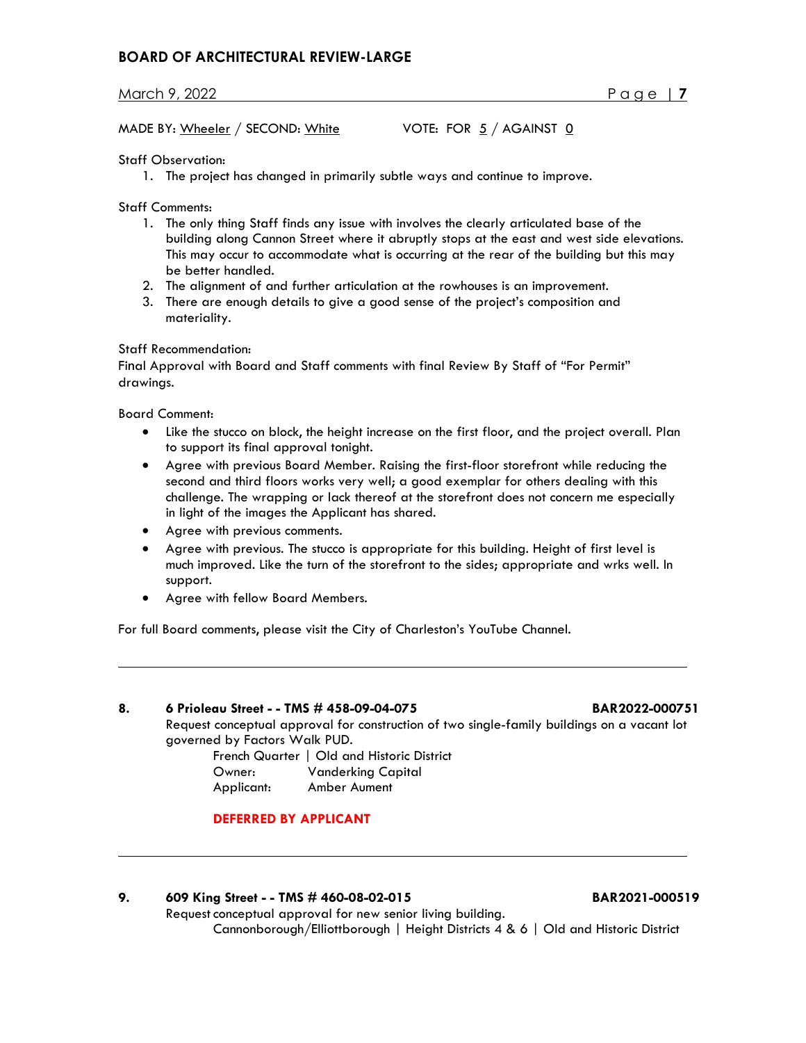MADE BY: Wheeler / SECOND: White VOTE: FOR 5 / AGAINST 0

Staff Observation:

1. The project has changed in primarily subtle ways and continue to improve.

Staff Comments:

1. The only thing Staff finds any issue with involves the clearly articulated base of the building along Cannon Street where it abruptly stops at the east and west side elevations. This may occur to accommodate what is occurring at the rear of the building but this may be better handled.
2. The alignment of and further articulation at the rowhouses is an improvement.
3. There are enough details to give a good sense of the project's composition and materiality.

Staff Recommendation:
Final Approval with Board and Staff comments with final Review By Staff of "For Permit" drawings.

Board Comment:

- Like the stucco on block, the height increase on the first floor, and the project overall. Plan to support its final approval tonight.
- Agree with previous Board Member. Raising the first-floor storefront while reducing the second and third floors works very well; a good exemplar for others dealing with this challenge. The wrapping or lack thereof at the storefront does not concern me especially in light of the images the Applicant has shared.
- Agree with previous comments.
- Agree with previous. The stucco is appropriate for this building. Height of first level is much improved. Like the turn of the storefront to the sides; appropriate and wrks well. In support.
- Agree with fellow Board Members.

For full Board comments, please visit the City of Charleston's YouTube Channel.

---

**8. 6 Prioleau Street - - TMS # 458-09-04-075 BAR2022-000751**

Request conceptual approval for construction of two single-family buildings on a vacant lot governed by Factors Walk PUD.

French Quarter | Old and Historic District
Owner: Vanderking Capital
Applicant: Amber Aument

**DEFERRED BY APPLICANT**

---

**9. 609 King Street - - TMS # 460-08-02-015 BAR2021-000519**

Request conceptual approval for new senior living building.

Cannonborough/Elliottborough | Height Districts 4 & 6 | Old and Historic District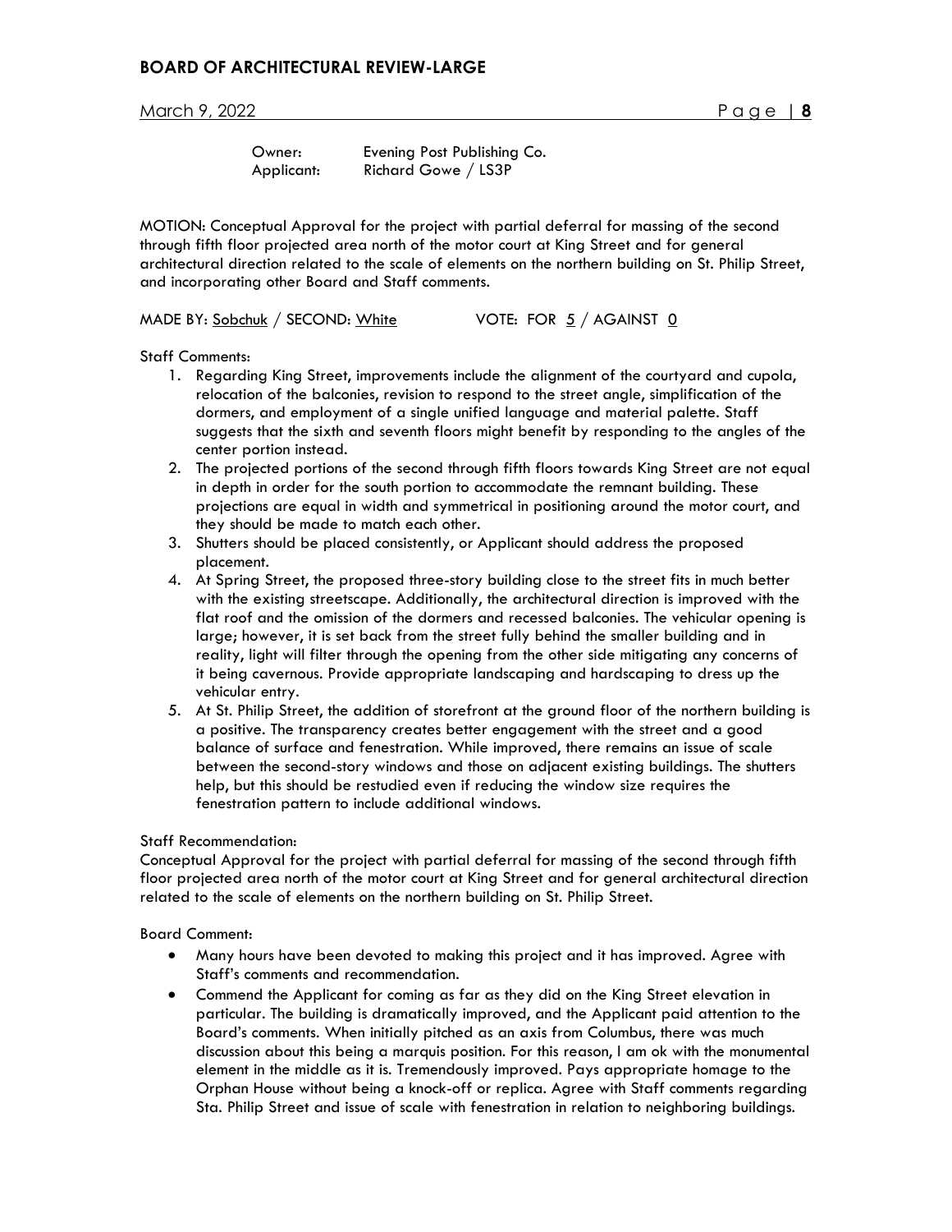Owner: Evening Post Publishing Co.
Applicant: Richard Gowe / LS3P

MOTION: Conceptual Approval for the project with partial deferral for massing of the second through fifth floor projected area north of the motor court at King Street and for general architectural direction related to the scale of elements on the northern building on St. Philip Street, and incorporating other Board and Staff comments.

MADE BY: Sobchuk / SECOND: White VOTE: FOR 5 / AGAINST 0

Staff Comments:

1. Regarding King Street, improvements include the alignment of the courtyard and cupola, relocation of the balconies, revision to respond to the street angle, simplification of the dormers, and employment of a single unified language and material palette. Staff suggests that the sixth and seventh floors might benefit by responding to the angles of the center portion instead.
2. The projected portions of the second through fifth floors towards King Street are not equal in depth in order for the south portion to accommodate the remnant building. These projections are equal in width and symmetrical in positioning around the motor court, and they should be made to match each other.
3. Shutters should be placed consistently, or Applicant should address the proposed placement.
4. At Spring Street, the proposed three-story building close to the street fits in much better with the existing streetscape. Additionally, the architectural direction is improved with the flat roof and the omission of the dormers and recessed balconies. The vehicular opening is large; however, it is set back from the street fully behind the smaller building and in reality, light will filter through the opening from the other side mitigating any concerns of it being cavernous. Provide appropriate landscaping and hardscaping to dress up the vehicular entry.
5. At St. Philip Street, the addition of storefront at the ground floor of the northern building is a positive. The transparency creates better engagement with the street and a good balance of surface and fenestration. While improved, there remains an issue of scale between the second-story windows and those on adjacent existing buildings. The shutters help, but this should be restudied even if reducing the window size requires the fenestration pattern to include additional windows.

Staff Recommendation:
Conceptual Approval for the project with partial deferral for massing of the second through fifth floor projected area north of the motor court at King Street and for general architectural direction related to the scale of elements on the northern building on St. Philip Street.

Board Comment:

- Many hours have been devoted to making this project and it has improved. Agree with Staff's comments and recommendation.
- Commend the Applicant for coming as far as they did on the King Street elevation in particular. The building is dramatically improved, and the Applicant paid attention to the Board's comments. When initially pitched as an axis from Columbus, there was much discussion about this being a marquis position. For this reason, I am ok with the monumental element in the middle as it is. Tremendously improved. Pays appropriate homage to the Orphan House without being a knock-off or replica. Agree with Staff comments regarding Sta. Philip Street and issue of scale with fenestration in relation to neighboring buildings.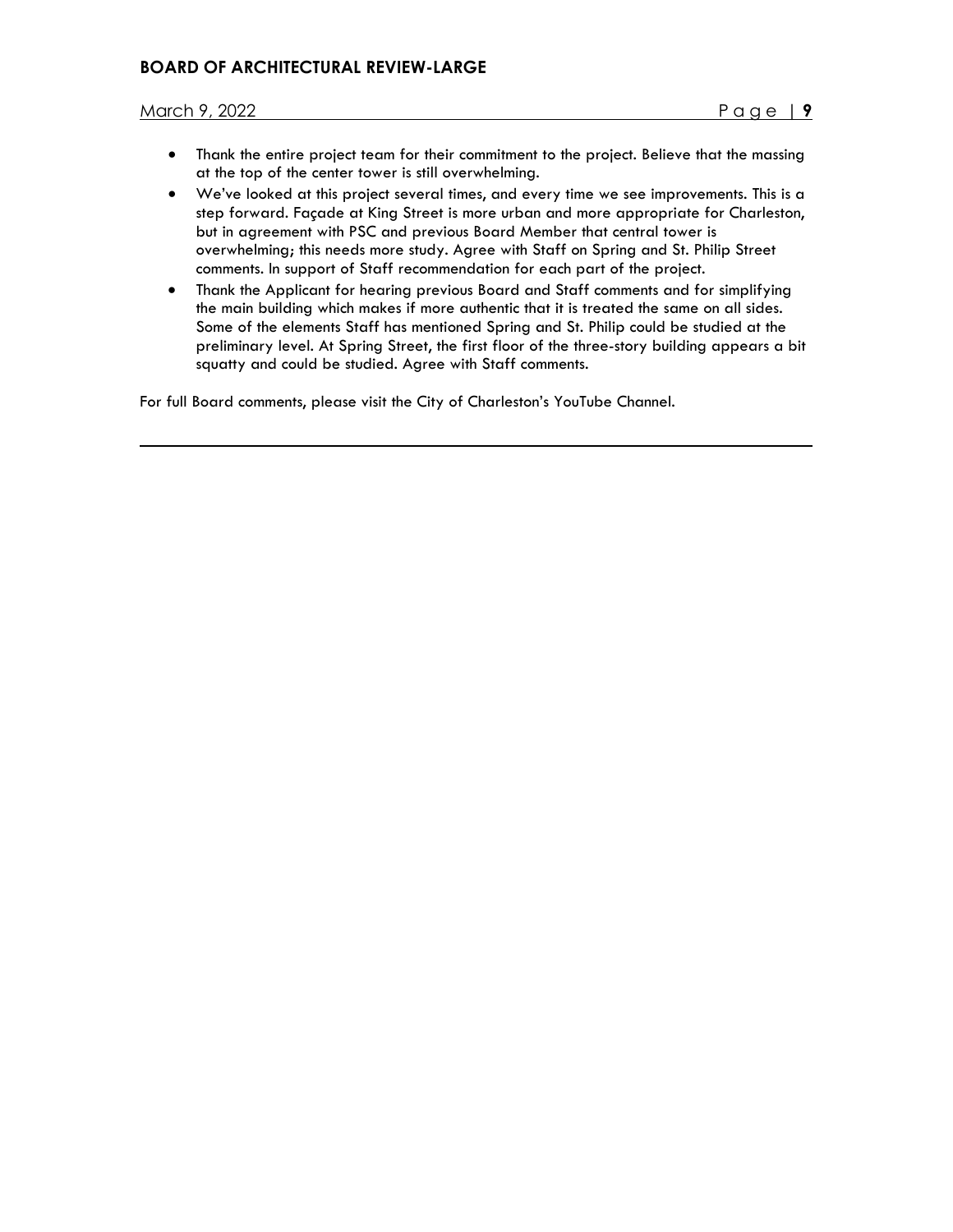- Thank the entire project team for their commitment to the project. Believe that the massing at the top of the center tower is still overwhelming.
- We've looked at this project several times, and every time we see improvements. This is a step forward. Façade at King Street is more urban and more appropriate for Charleston, but in agreement with PSC and previous Board Member that central tower is overwhelming; this needs more study. Agree with Staff on Spring and St. Philip Street comments. In support of Staff recommendation for each part of the project.
- Thank the Applicant for hearing previous Board and Staff comments and for simplifying the main building which makes if more authentic that it is treated the same on all sides. Some of the elements Staff has mentioned Spring and St. Philip could be studied at the preliminary level. At Spring Street, the first floor of the three-story building appears a bit squatty and could be studied. Agree with Staff comments.

For full Board comments, please visit the City of Charleston's YouTube Channel.